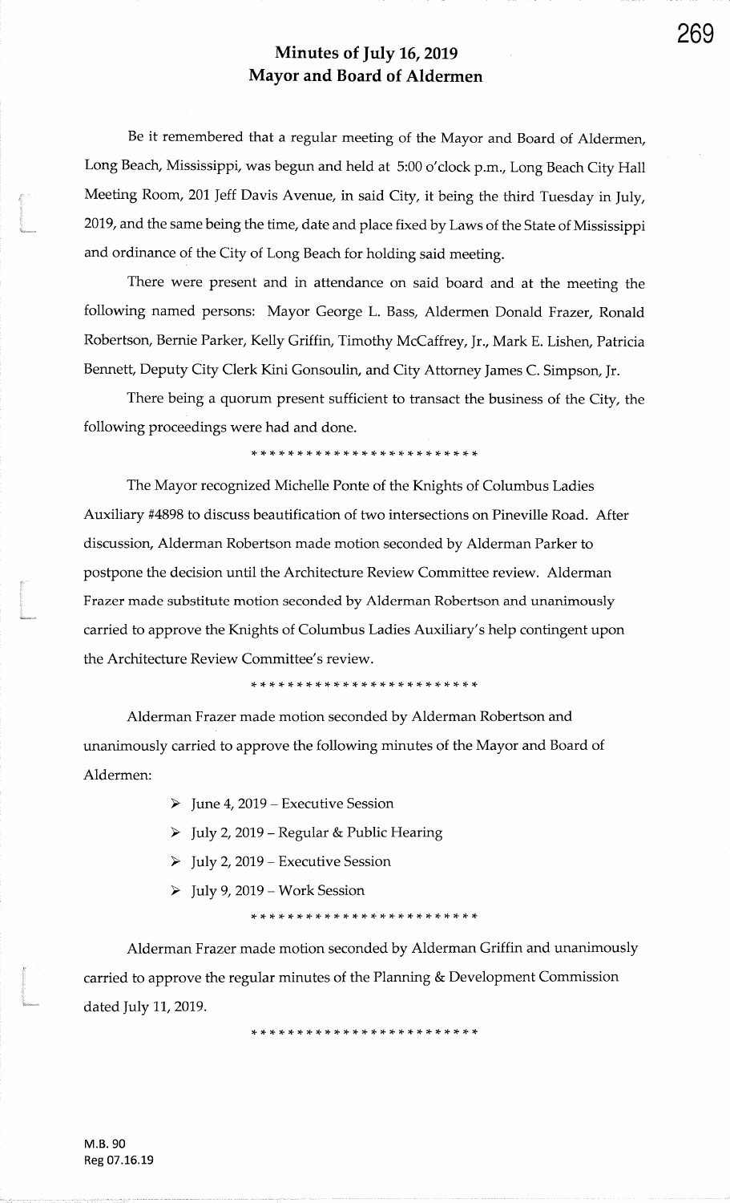# Minutes of July 16, 2019
# Mayor and Board of Aldermen

Be it remembered that a regular meeting of the Mayor and Board of Aldermen, Long Beach, Mississippi, was begun and held at 5:00 o'clock p.m., Long Beach City Hall Meeting Room, 201 Jeff Davis Avenue, in said City, it being the third Tuesday in July, 2019, and the same being the time, date and place fixed by Laws of the State of Mississippi and ordinance of the City of Long Beach for holding said meeting.

There were present and in attendance on said board and at the meeting the following named persons: Mayor George L. Bass, Aldermen Donald Frazer, Ronald Robertson, Bernie Parker, Kelly Griffin, Timothy McCaffrey, Jr., Mark E. Lishen, Patricia Bennett, Deputy City Clerk Kini Gonsoulin, and City Attorney James C. Simpson, Jr.

There being a quorum present sufficient to transact the business of the City, the following proceedings were had and done.

\* \* \* \* \* \* \* \* \* \* \* \* \* \* \* \* \* \* \* \* \* \* \* \* \*

The Mayor recognized Michelle Ponte of the Knights of Columbus Ladies Auxiliary #4898 to discuss beautification of two intersections on Pineville Road. After discussion, Alderman Robertson made motion seconded by Alderman Parker to postpone the decision until the Architecture Review Committee review. Alderman Frazer made substitute motion seconded by Alderman Robertson and unanimously carried to approve the Knights of Columbus Ladies Auxiliary's help contingent upon the Architecture Review Committee's review.

\* \* \* \* \* \* \* \* \* \* \* \* \* \* \* \* \* \* \* \* \* \* \* \* \*

Alderman Frazer made motion seconded by Alderman Robertson and unanimously carried to approve the following minutes of the Mayor and Board of Aldermen:

- June 4, 2019 – Executive Session
- July 2, 2019 – Regular & Public Hearing
- July 2, 2019 – Executive Session
- July 9, 2019 – Work Session

\* \* \* \* \* \* \* \* \* \* \* \* \* \* \* \* \* \* \* \* \* \* \* \* \*

Alderman Frazer made motion seconded by Alderman Griffin and unanimously carried to approve the regular minutes of the Planning & Development Commission dated July 11, 2019.

\* \* \* \* \* \* \* \* \* \* \* \* \* \* \* \* \* \* \* \* \* \* \* \* \*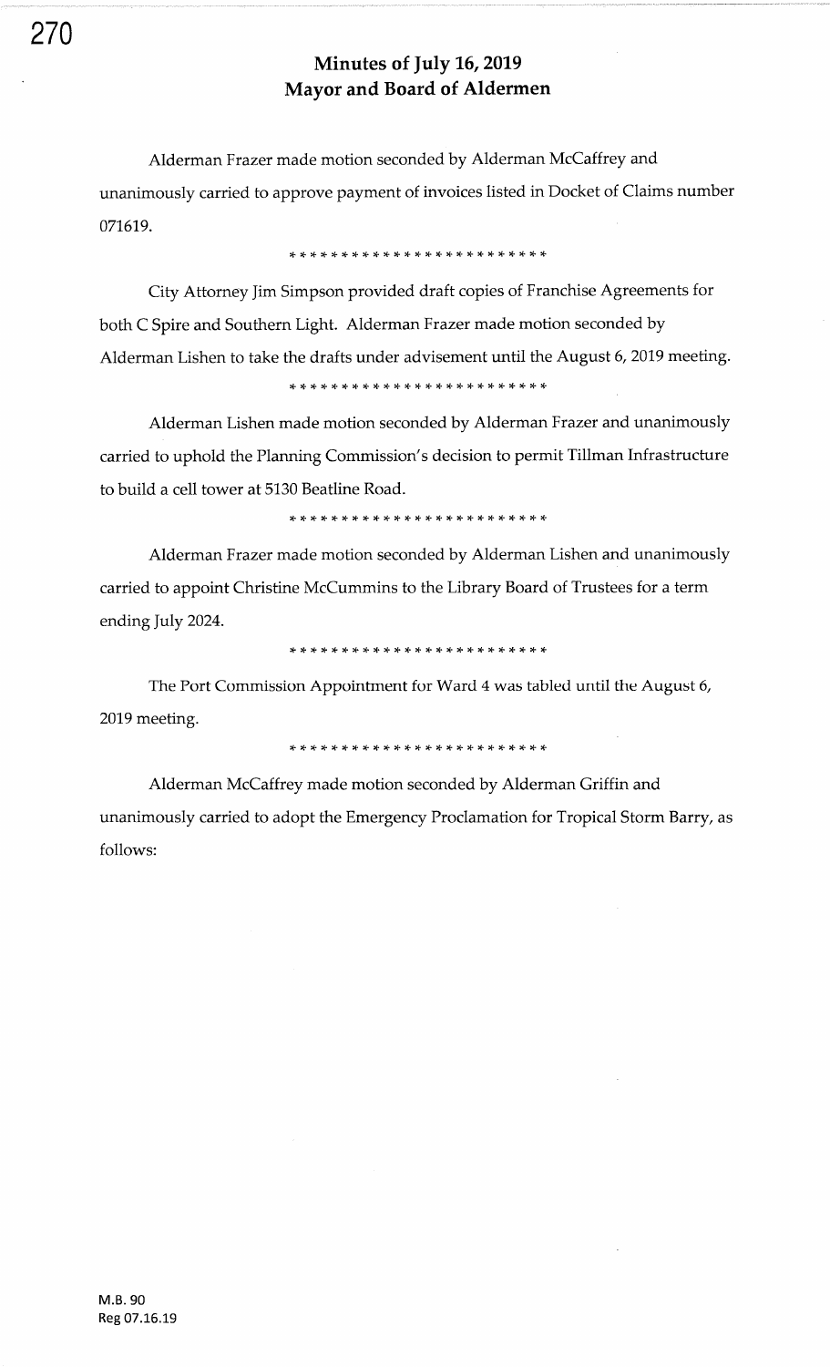# Minutes of July 16, 2019
# Mayor and Board of Aldermen

Alderman Frazer made motion seconded by Alderman McCaffrey and unanimously carried to approve payment of invoices listed in Docket of Claims number 071619.

*************************

City Attorney Jim Simpson provided draft copies of Franchise Agreements for both C Spire and Southern Light. Alderman Frazer made motion seconded by Alderman Lishen to take the drafts under advisement until the August 6, 2019 meeting.

*************************

Alderman Lishen made motion seconded by Alderman Frazer and unanimously carried to uphold the Planning Commission's decision to permit Tillman Infrastructure to build a cell tower at 5130 Beatline Road.

*************************

Alderman Frazer made motion seconded by Alderman Lishen and unanimously carried to appoint Christine McCummins to the Library Board of Trustees for a term ending July 2024.

*************************

The Port Commission Appointment for Ward 4 was tabled until the August 6, 2019 meeting.

*************************

Alderman McCaffrey made motion seconded by Alderman Griffin and unanimously carried to adopt the Emergency Proclamation for Tropical Storm Barry, as follows:

M.B. 90
Reg 07.16.19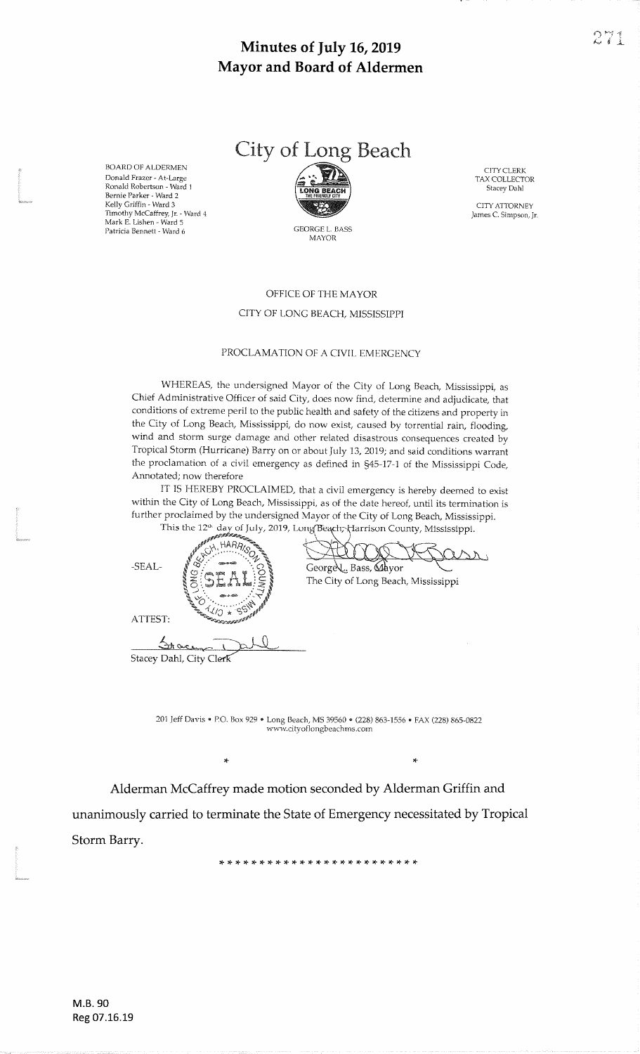# Minutes of July 16, 2019
# Mayor and Board of Aldermen

BOARD OF ALDERMEN
Donald Frazer - At-Large
Ronald Robertson - Ward 1
Bernie Parker - Ward 2
Kelly Griffin - Ward 3
Timothy McCaffrey, Jr. - Ward 4
Mark E. Lishen - Ward 5
Patricia Bennett - Ward 6

## City of Long Beach

GEORGE L. BASS
MAYOR

CITY CLERK
TAX COLLECTOR
Stacey Dahl

CITY ATTORNEY
James C. Simpson, Jr.

OFFICE OF THE MAYOR

CITY OF LONG BEACH, MISSISSIPPI

PROCLAMATION OF A CIVIL EMERGENCY

WHEREAS, the undersigned Mayor of the City of Long Beach, Mississippi, as Chief Administrative Officer of said City, does now find, determine and adjudicate, that conditions of extreme peril to the public health and safety of the citizens and property in the City of Long Beach, Mississippi, do now exist, caused by torrential rain, flooding, wind and storm surge damage and other related disastrous consequences created by Tropical Storm (Hurricane) Barry on or about July 13, 2019; and said conditions warrant the proclamation of a civil emergency as defined in §45-17-1 of the Mississippi Code, Annotated; now therefore

IT IS HEREBY PROCLAIMED, that a civil emergency is hereby deemed to exist within the City of Long Beach, Mississippi, as of the date hereof, until its termination is further proclaimed by the undersigned Mayor of the City of Long Beach, Mississippi.

This the 12th day of July, 2019, Long Beach, Harrison County, Mississippi.

-SEAL-

George L. Bass, Mayor
The City of Long Beach, Mississippi

ATTEST:

Stacey Dahl, City Clerk

201 Jeff Davis • P.O. Box 929 • Long Beach, MS 39560 • (228) 863-1556 • FAX (228) 865-0822
www.cityoflongbeachms.com

\* \*

Alderman McCaffrey made motion seconded by Alderman Griffin and unanimously carried to terminate the State of Emergency necessitated by Tropical Storm Barry.

\* \* \* \* \* \* \* \* \* \* \* \* \* \* \* \* \* \* \* \* \* \* \* \*

M.B. 90
Reg 07.16.19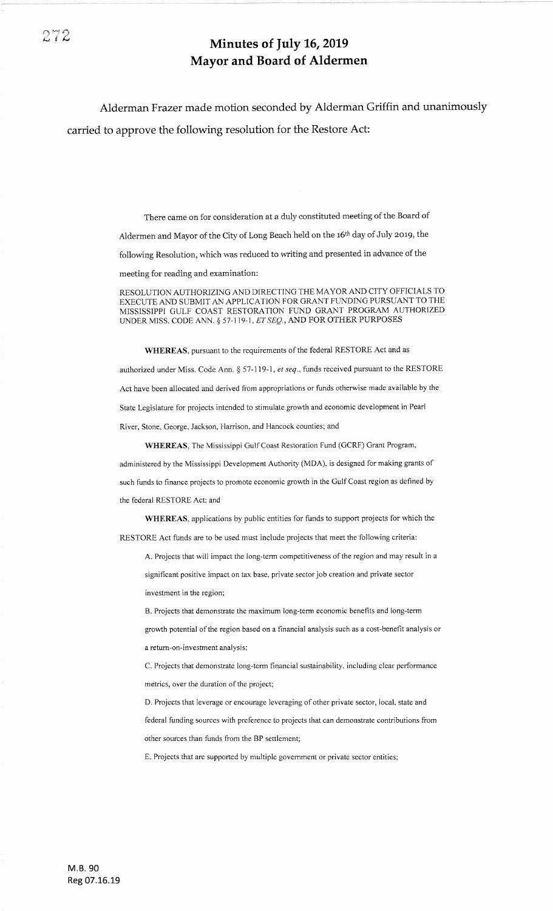# Minutes of July 16, 2019
# Mayor and Board of Aldermen

Alderman Frazer made motion seconded by Alderman Griffin and unanimously carried to approve the following resolution for the Restore Act:

There came on for consideration at a duly constituted meeting of the Board of Aldermen and Mayor of the City of Long Beach held on the 16th day of July 2019, the following Resolution, which was reduced to writing and presented in advance of the meeting for reading and examination:

RESOLUTION AUTHORIZING AND DIRECTING THE MAYOR AND CITY OFFICIALS TO EXECUTE AND SUBMIT AN APPLICATION FOR GRANT FUNDING PURSUANT TO THE MISSISSIPPI GULF COAST RESTORATION FUND GRANT PROGRAM AUTHORIZED UNDER MISS. CODE ANN. § 57-119-1, *ET SEQ.*, AND FOR OTHER PURPOSES

**WHEREAS**, pursuant to the requirements of the federal RESTORE Act and as authorized under Miss. Code Ann. § 57-119-1, *et seq.*, funds received pursuant to the RESTORE Act have been allocated and derived from appropriations or funds otherwise made available by the State Legislature for projects intended to stimulate growth and economic development in Pearl River, Stone, George, Jackson, Harrison, and Hancock counties; and

**WHEREAS**, The Mississippi Gulf Coast Restoration Fund (GCRF) Grant Program, administered by the Mississippi Development Authority (MDA), is designed for making grants of such funds to finance projects to promote economic growth in the Gulf Coast region as defined by the federal RESTORE Act; and

**WHEREAS**, applications by public entities for funds to support projects for which the RESTORE Act funds are to be used must include projects that meet the following criteria:

A. Projects that will impact the long-term competitiveness of the region and may result in a significant positive impact on tax base, private sector job creation and private sector investment in the region;

B. Projects that demonstrate the maximum long-term economic benefits and long-term growth potential of the region based on a financial analysis such as a cost-benefit analysis or a return-on-investment analysis;

C. Projects that demonstrate long-term financial sustainability, including clear performance metrics, over the duration of the project;

D. Projects that leverage or encourage leveraging of other private sector, local, state and federal funding sources with preference to projects that can demonstrate contributions from other sources than funds from the BP settlement;

E. Projects that are supported by multiple government or private sector entities;

M.B. 90
Reg 07.16.19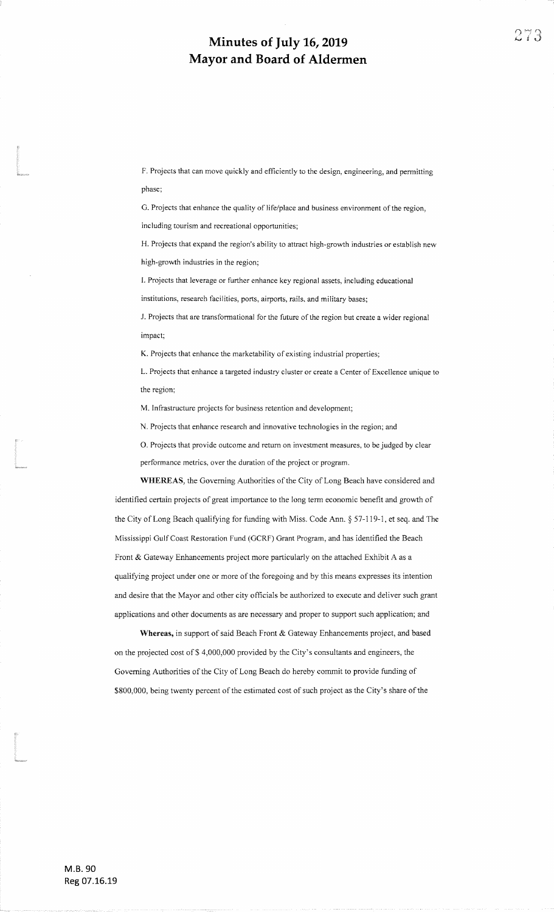F. Projects that can move quickly and efficiently to the design, engineering, and permitting phase;

G. Projects that enhance the quality of life/place and business environment of the region, including tourism and recreational opportunities;

H. Projects that expand the region's ability to attract high-growth industries or establish new high-growth industries in the region;

I. Projects that leverage or further enhance key regional assets, including educational institutions, research facilities, ports, airports, rails, and military bases;

J. Projects that are transformational for the future of the region but create a wider regional impact;

K. Projects that enhance the marketability of existing industrial properties;

L. Projects that enhance a targeted industry cluster or create a Center of Excellence unique to the region;

M. Infrastructure projects for business retention and development;

N. Projects that enhance research and innovative technologies in the region; and

O. Projects that provide outcome and return on investment measures, to be judged by clear performance metrics, over the duration of the project or program.

**WHEREAS**, the Governing Authorities of the City of Long Beach have considered and identified certain projects of great importance to the long term economic benefit and growth of the City of Long Beach qualifying for funding with Miss. Code Ann. § 57-119-1, et seq. and The Mississippi Gulf Coast Restoration Fund (GCRF) Grant Program, and has identified the Beach Front & Gateway Enhancements project more particularly on the attached Exhibit A as a qualifying project under one or more of the foregoing and by this means expresses its intention and desire that the Mayor and other city officials be authorized to execute and deliver such grant applications and other documents as are necessary and proper to support such application; and

**Whereas,** in support of said Beach Front & Gateway Enhancements project, and based on the projected cost of $ 4,000,000 provided by the City's consultants and engineers, the Governing Authorities of the City of Long Beach do hereby commit to provide funding of $800,000, being twenty percent of the estimated cost of such project as the City's share of the

M.B. 90
Reg 07.16.19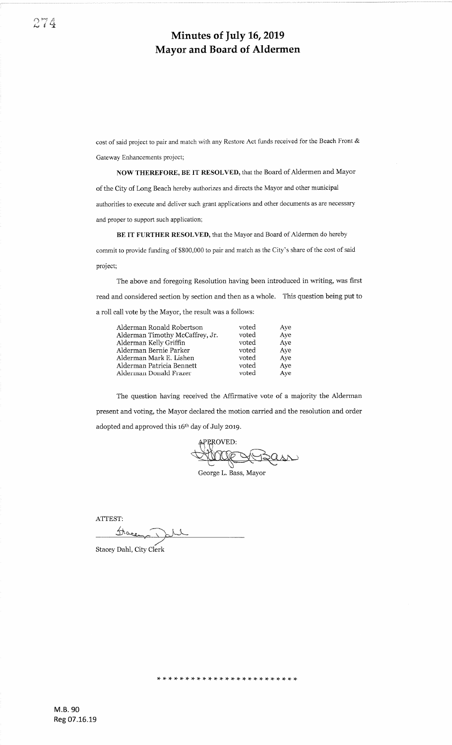cost of said project to pair and match with any Restore Act funds received for the Beach Front & Gateway Enhancements project;

**NOW THEREFORE, BE IT RESOLVED,** that the Board of Aldermen and Mayor of the City of Long Beach hereby authorizes and directs the Mayor and other municipal authorities to execute and deliver such grant applications and other documents as are necessary and proper to support such application;

**BE IT FURTHER RESOLVED,** that the Mayor and Board of Aldermen do hereby commit to provide funding of $800,000 to pair and match as the City's share of the cost of said project;

The above and foregoing Resolution having been introduced in writing, was first read and considered section by section and then as a whole. This question being put to a roll call vote by the Mayor, the result was a follows:

| | | |
|---|---|---|
| Alderman Ronald Robertson | voted | Aye |
| Alderman Timothy McCaffrey, Jr. | voted | Aye |
| Alderman Kelly Griffin | voted | Aye |
| Alderman Bernie Parker | voted | Aye |
| Alderman Mark E. Lishen | voted | Aye |
| Alderman Patricia Bennett | voted | Aye |
| Alderman Donald Frazer | voted | Aye |

The question having received the Affirmative vote of a majority the Alderman present and voting, the Mayor declared the motion carried and the resolution and order adopted and approved this 16th day of July 2019.

APPROVED:

George L. Bass, Mayor

ATTEST:

Stacey Dahl, City Clerk

* * * * * * * * * * * * * * * * * * * * * * * *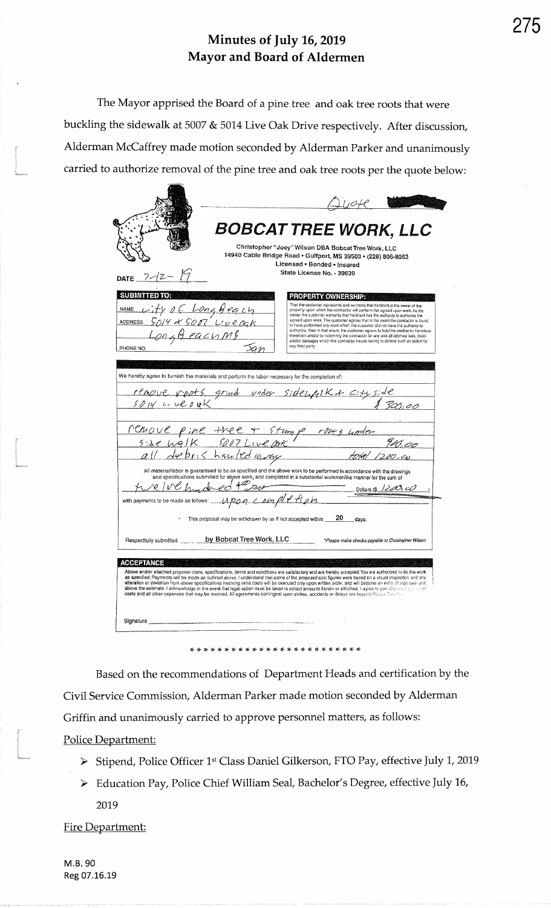# Minutes of July 16, 2019
# Mayor and Board of Aldermen

The Mayor apprised the Board of a pine tree and oak tree roots that were buckling the sidewalk at 5007 & 5014 Live Oak Drive respectively. After discussion, Alderman McCaffrey made motion seconded by Alderman Parker and unanimously carried to authorize removal of the pine tree and oak tree roots per the quote below:

Quote

**BOBCAT TREE WORK, LLC**

Christopher "Joey" Wilson DBA Bobcat Tree Work, LLC
14940 Cable Bridge Road • Gulfport, MS 39503 • (228) 806-8063
Licensed • Bonded • Insured
State License No. - 39639

DATE 7-12-19

**SUBMITTED TO:**
NAME City of Long Beach
ADDRESS 5014 & 5007 Live Oak
Long Beach MS
PHONE NO. Sam

**PROPERTY OWNERSHIP:**
That the customer represents and warrants that he/she/it is the owner of the property upon which the contractor will perform the agreed upon work. As the owner the customer warrants that he/she/it has the authority to authorize the agreed upon work. The customer agrees that in the event the contractor is found to have performed any work which the customer did not have the authority to authorize, then in that event, the customer agrees to hold the contractor harmless therefrom and/or to indemnify the contractor for any and all attorney fees, costs and/or damages which the contractor incurs having to defend such an action by any third party.

We hereby agree to furnish the materials and perform the labor necessary for the completion of:

remove roots grind under sidewalk & city side
5014 Live oak $300.00

remove pine tree + stump roots under
side walk 5007 Live oak $900.00
all debris hauled away total 1200.00

All material/labor is guaranteed to be as specified and the above work to be performed in accordance with the drawings and specifications submitted for above work, and completed in a substantial workmanlike manner for the sum of
twelve hundred + 00/100 Dollars ($ 1200.00)

with payments to be made as follows: upon completion

This proposal may be withdrawn by us if not accepted within 20 days.

Respectfully submitted by Bobcat Tree Work, LLC *Please make checks payable to Christopher Wilson

**ACCEPTANCE**
Above and/or attached proposal costs, specifications, terms and conditions are satisfactory and are hereby accepted. You are authorized to do the work as specified. Payments will be made as outlined above. I understand that some of the proposed cost figures were based on a visual inspection and any alteration or deviation from above specifications involving extra costs will be executed only upon written order, and will become an extra charge over and above the estimate. I acknowledge in the event that legal action must be taken to collect amounts herein or attached, I agree to pay attorney fees, court costs and all other expenses that may be involved. All agreements contingent upon strikes, accidents or delays are beyond Bobcat Tree...

Signature ____________________

\* \* \* \* \* \* \* \* \* \* \* \* \* \* \* \* \* \* \* \* \* \* \* \*

Based on the recommendations of Department Heads and certification by the Civil Service Commission, Alderman Parker made motion seconded by Alderman Griffin and unanimously carried to approve personnel matters, as follows:

Police Department:

- Stipend, Police Officer 1st Class Daniel Gilkerson, FTO Pay, effective July 1, 2019
- Education Pay, Police Chief William Seal, Bachelor's Degree, effective July 16, 2019

Fire Department:

M.B. 90
Reg 07.16.19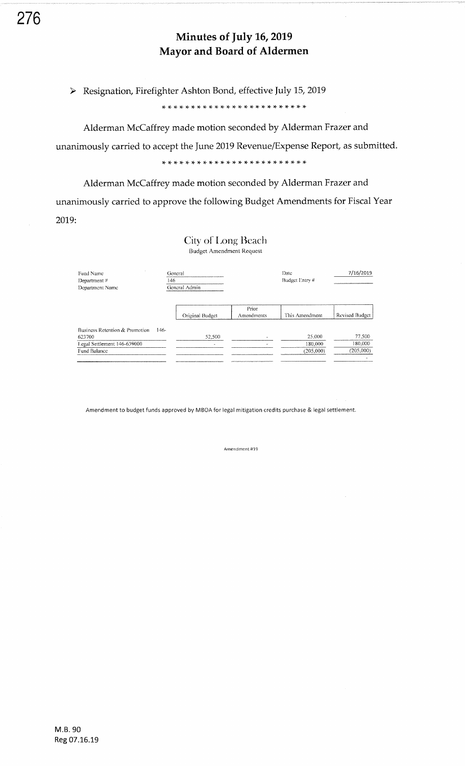# Minutes of July 16, 2019
# Mayor and Board of Aldermen

➢ Resignation, Firefighter Ashton Bond, effective July 15, 2019

\* \* \* \* \* \* \* \* \* \* \* \* \* \* \* \* \* \* \* \* \* \* \* \* \*

Alderman McCaffrey made motion seconded by Alderman Frazer and unanimously carried to accept the June 2019 Revenue/Expense Report, as submitted.

\* \* \* \* \* \* \* \* \* \* \* \* \* \* \* \* \* \* \* \* \* \* \* \* \*

Alderman McCaffrey made motion seconded by Alderman Frazer and unanimously carried to approve the following Budget Amendments for Fiscal Year 2019:

## City of Long Beach

Budget Amendment Request

| Fund Name | General | Date | 7/16/2019 |
|---|---|---|---|
| Department # | 146 | Budget Entry # | |
| Department Name | General Admin | | |

| | Original Budget | Prior Amendments | This Amendment | Revised Budget |
|---|---|---|---|---|
| Business Retention & Promotion 146-623700 | 52,500 | - | 25,000 | 77,500 |
| Legal Settlement 146-639000 | - | - | 180,000 | 180,000 |
| Fund Balance | | | (205,000) | (205,000) |
| | | | | - |

Amendment to budget funds approved by MBOA for legal mitigation credits purchase & legal settlement.

Amendment #19

M.B. 90
Reg 07.16.19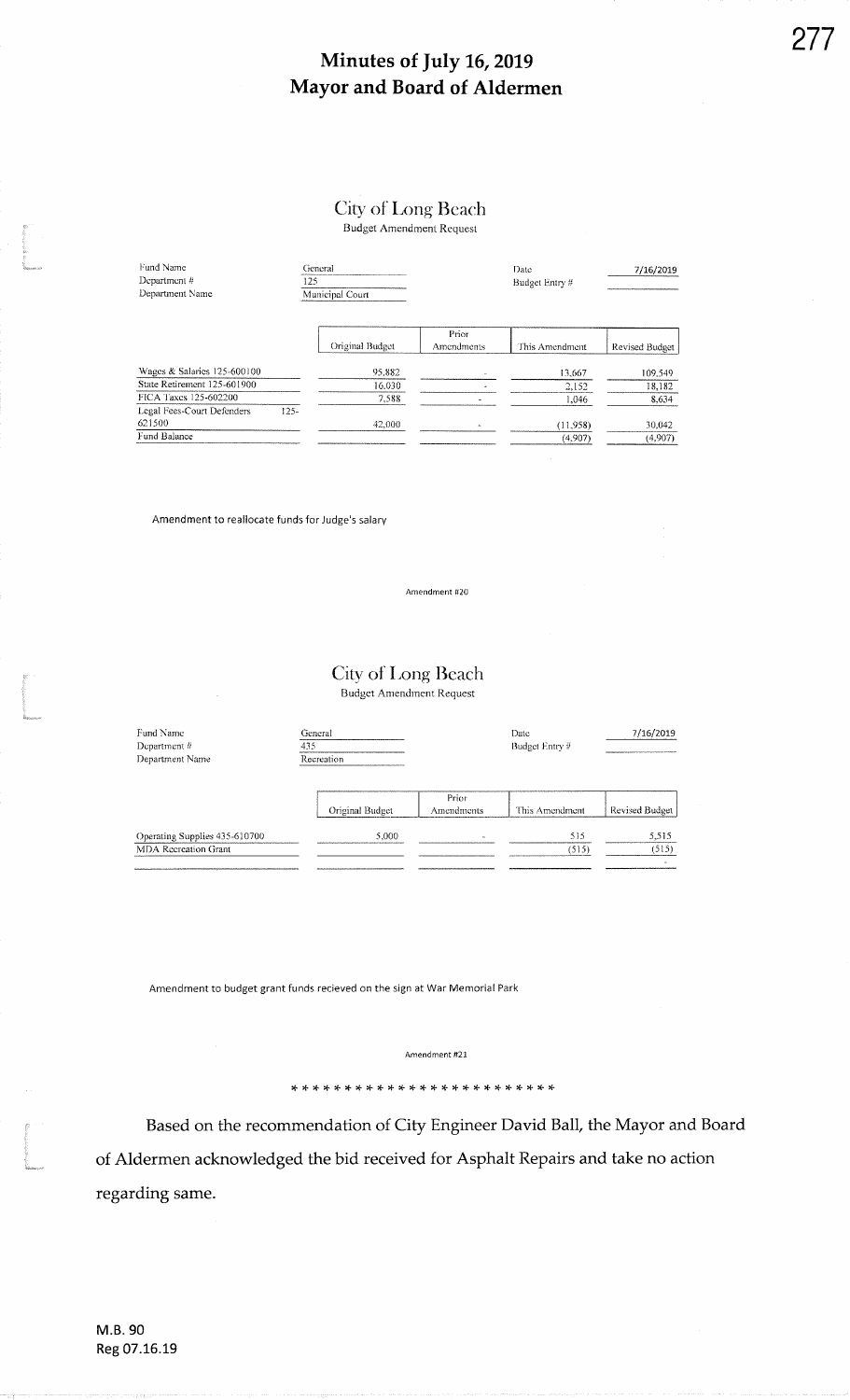# Minutes of July 16, 2019
# Mayor and Board of Aldermen

## City of Long Beach

Budget Amendment Request

| Fund Name | General | Date | 7/16/2019 |
|---|---|---|---|
| Department # | 125 | Budget Entry # | |
| Department Name | Municipal Court | | |

| | Original Budget | Prior Amendments | This Amendment | Revised Budget |
|---|---|---|---|---|
| Wages & Salaries 125-600100 | 95,882 | - | 13,667 | 109,549 |
| State Retirement 125-601900 | 16,030 | - | 2,152 | 18,182 |
| FICA Taxes 125-602200 | 7,588 | - | 1,046 | 8,634 |
| Legal Fees-Court Defenders 125-621500 | 42,000 | - | (11,958) | 30,042 |
| Fund Balance | | | (4,907) | (4,907) |

Amendment to reallocate funds for Judge's salary

Amendment #20

## City of Long Beach

Budget Amendment Request

| Fund Name | General | Date | 7/16/2019 |
|---|---|---|---|
| Department # | 435 | Budget Entry # | |
| Department Name | Recreation | | |

| | Original Budget | Prior Amendments | This Amendment | Revised Budget |
|---|---|---|---|---|
| Operating Supplies 435-610700 | 5,000 | - | 515 | 5,515 |
| MDA Recreation Grant | | | (515) | (515) |
| | | | | - |

Amendment to budget grant funds recieved on the sign at War Memorial Park

Amendment #21

\* \* \* \* \* \* \* \* \* \* \* \* \* \* \* \* \* \* \* \* \* \* \* \*

Based on the recommendation of City Engineer David Ball, the Mayor and Board of Aldermen acknowledged the bid received for Asphalt Repairs and take no action regarding same.

M.B. 90
Reg 07.16.19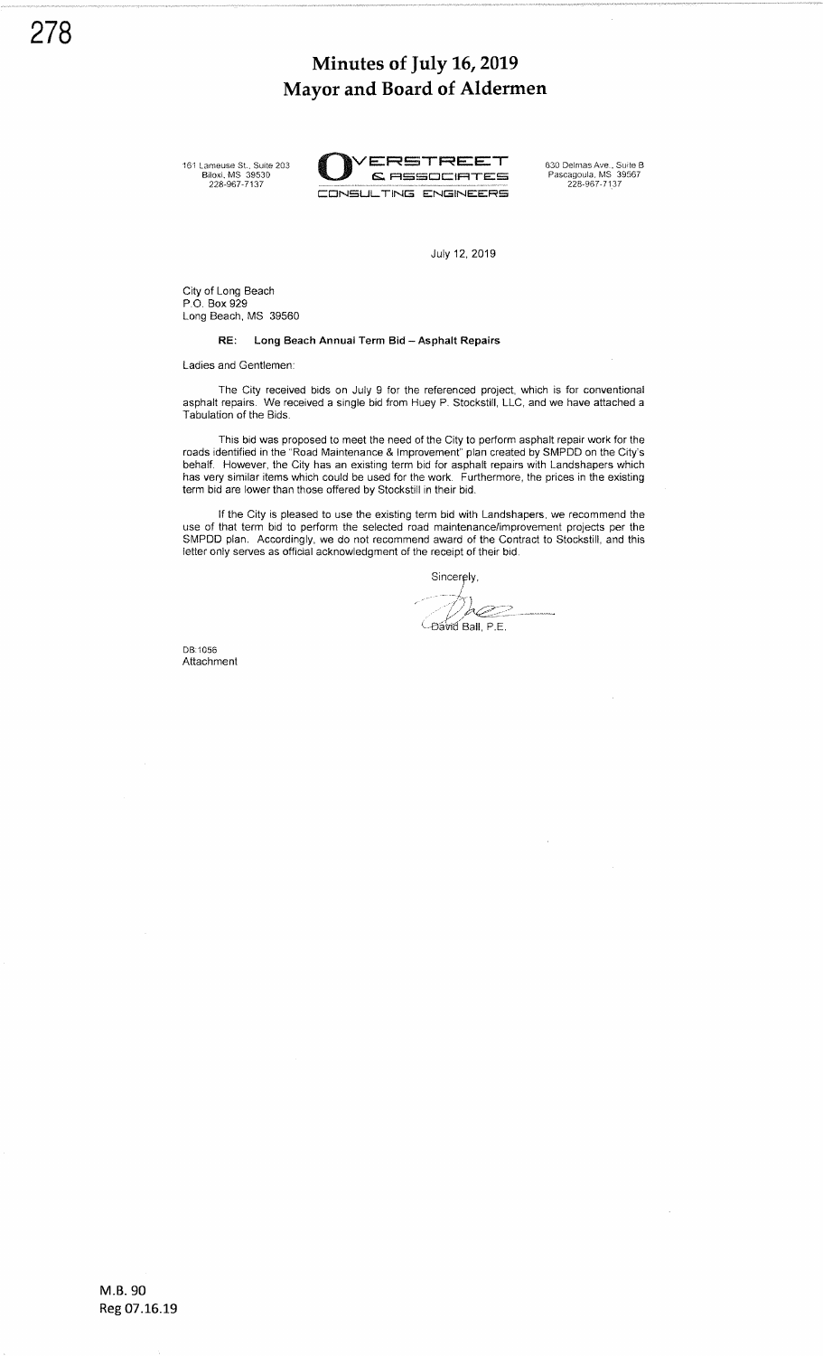# Minutes of July 16, 2019
# Mayor and Board of Aldermen

161 Lameuse St., Suite 203
Biloxi, MS 39530
228-967-7137

**OVERSTREET & ASSOCIATES**
CONSULTING ENGINEERS

630 Delmas Ave., Suite B
Pascagoula, MS 39567
228-967-7137

July 12, 2019

City of Long Beach
P.O. Box 929
Long Beach, MS 39560

**RE: Long Beach Annual Term Bid – Asphalt Repairs**

Ladies and Gentlemen:

The City received bids on July 9 for the referenced project, which is for conventional asphalt repairs. We received a single bid from Huey P. Stockstill, LLC, and we have attached a Tabulation of the Bids.

This bid was proposed to meet the need of the City to perform asphalt repair work for the roads identified in the "Road Maintenance & Improvement" plan created by SMPDD on the City's behalf. However, the City has an existing term bid for asphalt repairs with Landshapers which has very similar items which could be used for the work. Furthermore, the prices in the existing term bid are lower than those offered by Stockstill in their bid.

If the City is pleased to use the existing term bid with Landshapers, we recommend the use of that term bid to perform the selected road maintenance/improvement projects per the SMPDD plan. Accordingly, we do not recommend award of the Contract to Stockstill, and this letter only serves as official acknowledgment of the receipt of their bid.

Sincerely,

David Ball, P.E.

DB:1056
Attachment

M.B. 90
Reg 07.16.19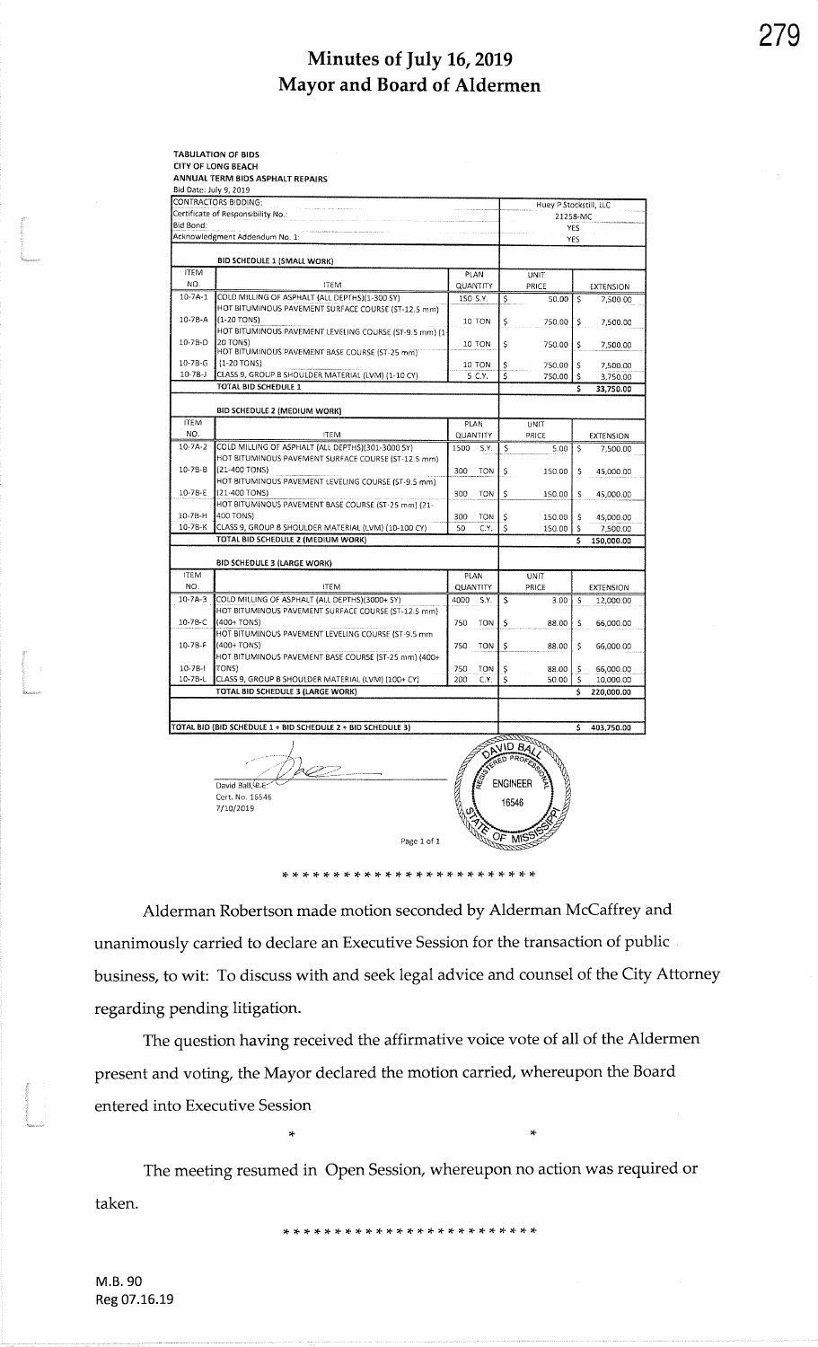# Minutes of July 16, 2019
# Mayor and Board of Aldermen

**TABULATION OF BIDS**
**CITY OF LONG BEACH**
**ANNUAL TERM BIDS ASPHALT REPAIRS**
Bid Date: July 9, 2019

| CONTRACTORS BIDDING: | | | Huey P Stockstill, LLC | |
|---|---|---|---|---|
| Certificate of Responsibility No.: | | | 21258-MC | |
| Bid Bond: | | | YES | |
| Acknowledgment Addendum No. 1: | | | YES | |
| | **BID SCHEDULE 1 (SMALL WORK)** | | | |
| ITEM NO. | ITEM | PLAN QUANTITY | UNIT PRICE | EXTENSION |
| 10-7A-1 | COLD MILLING OF ASPHALT (ALL DEPTHS)(1-300 SY) | 150 S.Y. | $ 50.00 | $ 7,500.00 |
| 10-7B-A | HOT BITUMINOUS PAVEMENT SURFACE COURSE (ST-12.5 mm) (1-20 TONS) | 10 TON | $ 750.00 | $ 7,500.00 |
| 10-7B-D | HOT BITUMINOUS PAVEMENT LEVELING COURSE (ST-9.5 mm) (1-20 TONS) | 10 TON | $ 750.00 | $ 7,500.00 |
| 10-7B-G | HOT BITUMINOUS PAVEMENT BASE COURSE (ST-25 mm) (1-20 TONS) | 10 TON | $ 750.00 | $ 7,500.00 |
| 10-7B-J | CLASS 9, GROUP B SHOULDER MATERIAL (LVM) (1-10 CY) | 5 C.Y. | $ 750.00 | $ 3,750.00 |
| | **TOTAL BID SCHEDULE 1** | | | **$ 33,750.00** |
| | **BID SCHEDULE 2 (MEDIUM WORK)** | | | |
| ITEM NO. | ITEM | PLAN QUANTITY | UNIT PRICE | EXTENSION |
| 10-7A-2 | COLD MILLING OF ASPHALT (ALL DEPTHS)(301-3000 SY) | 1500 S.Y. | $ 5.00 | $ 7,500.00 |
| 10-7B-B | HOT BITUMINOUS PAVEMENT SURFACE COURSE (ST-12.5 mm) (21-400 TONS) | 300 TON | $ 150.00 | $ 45,000.00 |
| 10-7B-E | HOT BITUMINOUS PAVEMENT LEVELING COURSE (ST-9.5 mm) (21-400 TONS) | 300 TON | $ 150.00 | $ 45,000.00 |
| 10-7B-H | HOT BITUMINOUS PAVEMENT BASE COURSE (ST-25 mm) (21-400 TONS) | 300 TON | $ 150.00 | $ 45,000.00 |
| 10-7B-K | CLASS 9, GROUP B SHOULDER MATERIAL (LVM) (10-100 CY) | 50 C.Y. | $ 150.00 | $ 7,500.00 |
| | **TOTAL BID SCHEDULE 2 (MEDIUM WORK)** | | | **$ 150,000.00** |
| | **BID SCHEDULE 3 (LARGE WORK)** | | | |
| ITEM NO. | ITEM | PLAN QUANTITY | UNIT PRICE | EXTENSION |
| 10-7A-3 | COLD MILLING OF ASPHALT (ALL DEPTHS)(3000+ SY) | 4000 S.Y. | $ 3.00 | $ 12,000.00 |
| 10-7B-C | HOT BITUMINOUS PAVEMENT SURFACE COURSE (ST-12.5 mm) (400+ TONS) | 750 TON | $ 88.00 | $ 66,000.00 |
| 10-7B-F | HOT BITUMINOUS PAVEMENT LEVELING COURSE (ST-9.5 mm (400+ TONS) | 750 TON | $ 88.00 | $ 66,000.00 |
| 10-7B-I | HOT BITUMINOUS PAVEMENT BASE COURSE (ST-25 mm) (400+ TONS) | 750 TON | $ 88.00 | $ 66,000.00 |
| 10-7B-L | CLASS 9, GROUP B SHOULDER MATERIAL (LVM) (100+ CY) | 200 C.Y. | $ 50.00 | $ 10,000.00 |
| | **TOTAL BID SCHEDULE 3 (LARGE WORK)** | | | **$ 220,000.00** |
| **TOTAL BID (BID SCHEDULE 1 + BID SCHEDULE 2 + BID SCHEDULE 3)** | | | | **$ 403,750.00** |

David Ball, P.E.
Cert. No. 16546
7/10/2019

DAVID BALL
REGISTERED PROFESSIONAL ENGINEER
16546
STATE OF MISSISSIPPI

Page 1 of 1

\* \* \* \* \* \* \* \* \* \* \* \* \* \* \* \* \* \* \* \* \* \* \* \*

Alderman Robertson made motion seconded by Alderman McCaffrey and unanimously carried to declare an Executive Session for the transaction of public business, to wit: To discuss with and seek legal advice and counsel of the City Attorney regarding pending litigation.

The question having received the affirmative voice vote of all of the Aldermen present and voting, the Mayor declared the motion carried, whereupon the Board entered into Executive Session

\* \*

The meeting resumed in Open Session, whereupon no action was required or taken.

\* \* \* \* \* \* \* \* \* \* \* \* \* \* \* \* \* \* \* \* \* \* \* \*

M.B. 90
Reg 07.16.19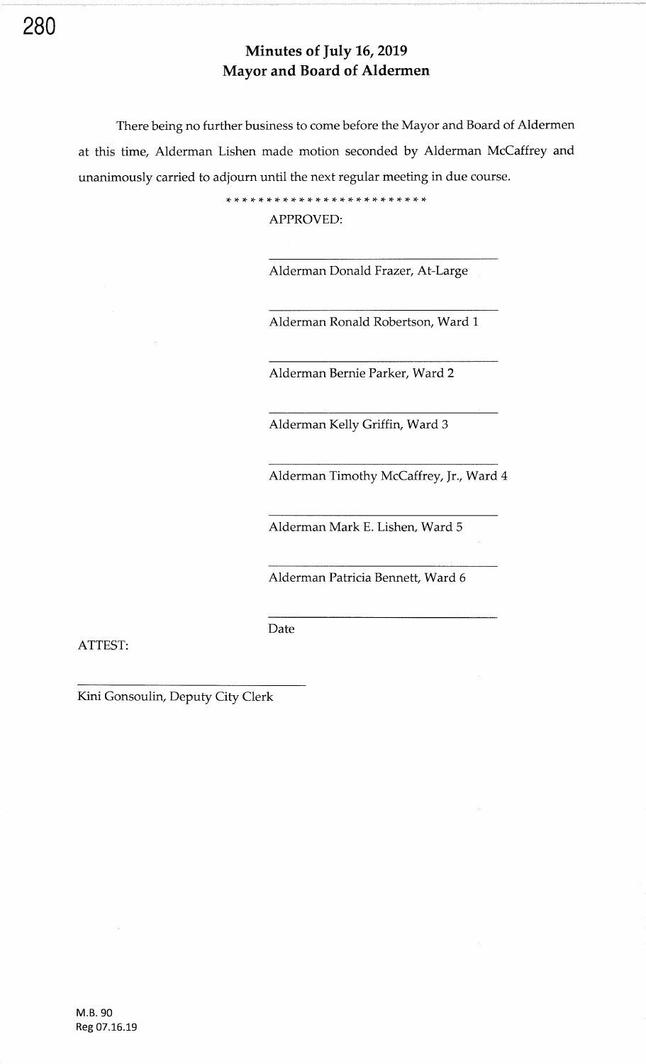## Minutes of July 16, 2019
## Mayor and Board of Aldermen

There being no further business to come before the Mayor and Board of Aldermen at this time, Alderman Lishen made motion seconded by Alderman McCaffrey and unanimously carried to adjourn until the next regular meeting in due course.

* * * * * * * * * * * * * * * * * * * * * * * * *

APPROVED:

_______________________________
Alderman Donald Frazer, At-Large

_______________________________
Alderman Ronald Robertson, Ward 1

_______________________________
Alderman Bernie Parker, Ward 2

_______________________________
Alderman Kelly Griffin, Ward 3

_______________________________
Alderman Timothy McCaffrey, Jr., Ward 4

_______________________________
Alderman Mark E. Lishen, Ward 5

_______________________________
Alderman Patricia Bennett, Ward 6

_______________________________
Date

ATTEST:

_______________________________
Kini Gonsoulin, Deputy City Clerk

M.B. 90
Reg 07.16.19